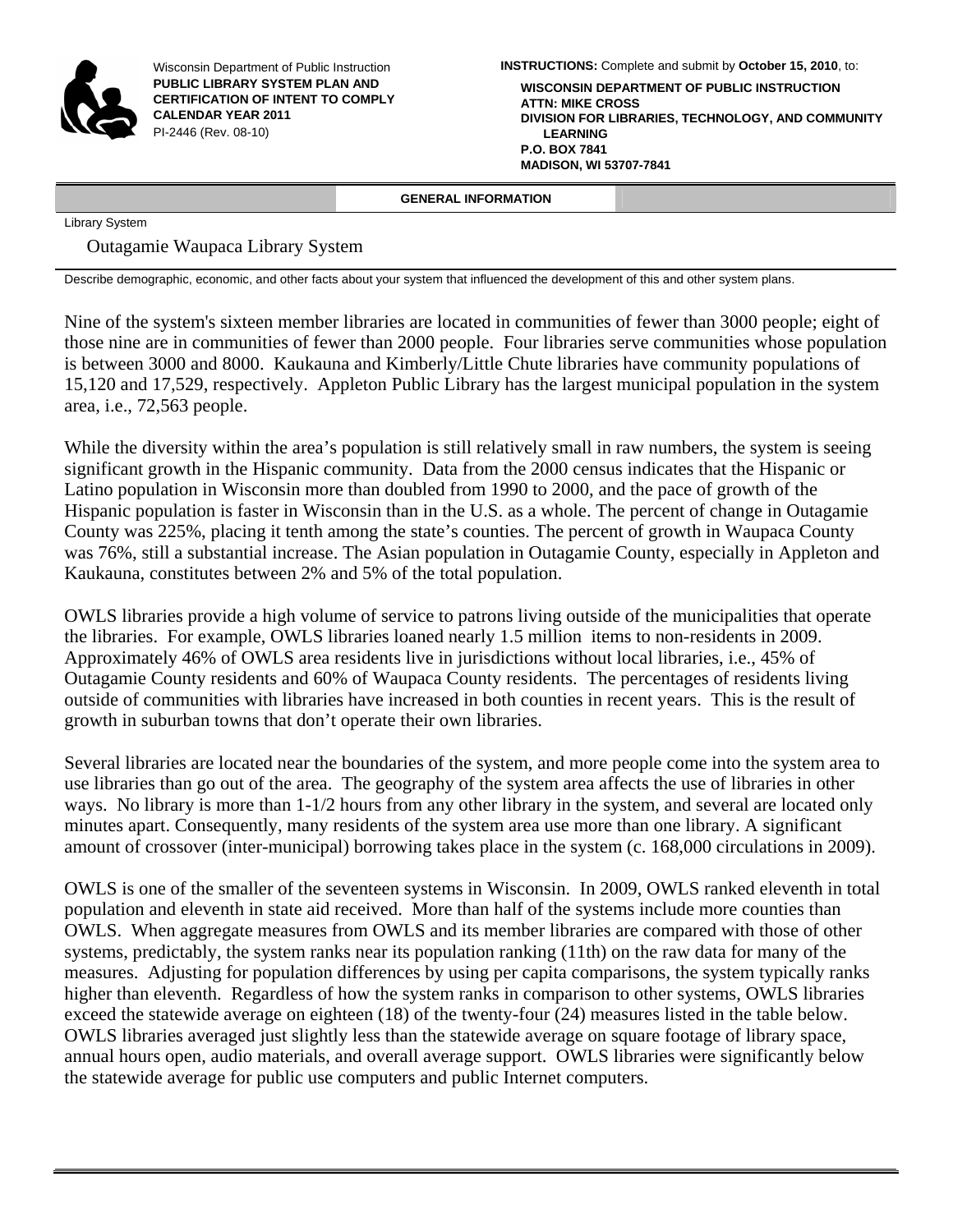Wisconsin Department of Public Instruction
**PUBLIC LIBRARY SYSTEM PLAN AND CERTIFICATION OF INTENT TO COMPLY**
**CALENDAR YEAR 2011**
PI-2446 (Rev. 08-10)

**INSTRUCTIONS:** Complete and submit by **October 15, 2010**, to:

**WISCONSIN DEPARTMENT OF PUBLIC INSTRUCTION**
**ATTN: MIKE CROSS**
**DIVISION FOR LIBRARIES, TECHNOLOGY, AND COMMUNITY LEARNING**
**P.O. BOX 7841**
**MADISON, WI 53707-7841**

## GENERAL INFORMATION

Library System

Outagamie Waupaca Library System

Describe demographic, economic, and other facts about your system that influenced the development of this and other system plans.

Nine of the system's sixteen member libraries are located in communities of fewer than 3000 people; eight of those nine are in communities of fewer than 2000 people. Four libraries serve communities whose population is between 3000 and 8000. Kaukauna and Kimberly/Little Chute libraries have community populations of 15,120 and 17,529, respectively. Appleton Public Library has the largest municipal population in the system area, i.e., 72,563 people.

While the diversity within the area's population is still relatively small in raw numbers, the system is seeing significant growth in the Hispanic community. Data from the 2000 census indicates that the Hispanic or Latino population in Wisconsin more than doubled from 1990 to 2000, and the pace of growth of the Hispanic population is faster in Wisconsin than in the U.S. as a whole. The percent of change in Outagamie County was 225%, placing it tenth among the state's counties. The percent of growth in Waupaca County was 76%, still a substantial increase. The Asian population in Outagamie County, especially in Appleton and Kaukauna, constitutes between 2% and 5% of the total population.

OWLS libraries provide a high volume of service to patrons living outside of the municipalities that operate the libraries. For example, OWLS libraries loaned nearly 1.5 million items to non-residents in 2009. Approximately 46% of OWLS area residents live in jurisdictions without local libraries, i.e., 45% of Outagamie County residents and 60% of Waupaca County residents. The percentages of residents living outside of communities with libraries have increased in both counties in recent years. This is the result of growth in suburban towns that don't operate their own libraries.

Several libraries are located near the boundaries of the system, and more people come into the system area to use libraries than go out of the area. The geography of the system area affects the use of libraries in other ways. No library is more than 1-1/2 hours from any other library in the system, and several are located only minutes apart. Consequently, many residents of the system area use more than one library. A significant amount of crossover (inter-municipal) borrowing takes place in the system (c. 168,000 circulations in 2009).

OWLS is one of the smaller of the seventeen systems in Wisconsin. In 2009, OWLS ranked eleventh in total population and eleventh in state aid received. More than half of the systems include more counties than OWLS. When aggregate measures from OWLS and its member libraries are compared with those of other systems, predictably, the system ranks near its population ranking (11th) on the raw data for many of the measures. Adjusting for population differences by using per capita comparisons, the system typically ranks higher than eleventh. Regardless of how the system ranks in comparison to other systems, OWLS libraries exceed the statewide average on eighteen (18) of the twenty-four (24) measures listed in the table below. OWLS libraries averaged just slightly less than the statewide average on square footage of library space, annual hours open, audio materials, and overall average support. OWLS libraries were significantly below the statewide average for public use computers and public Internet computers.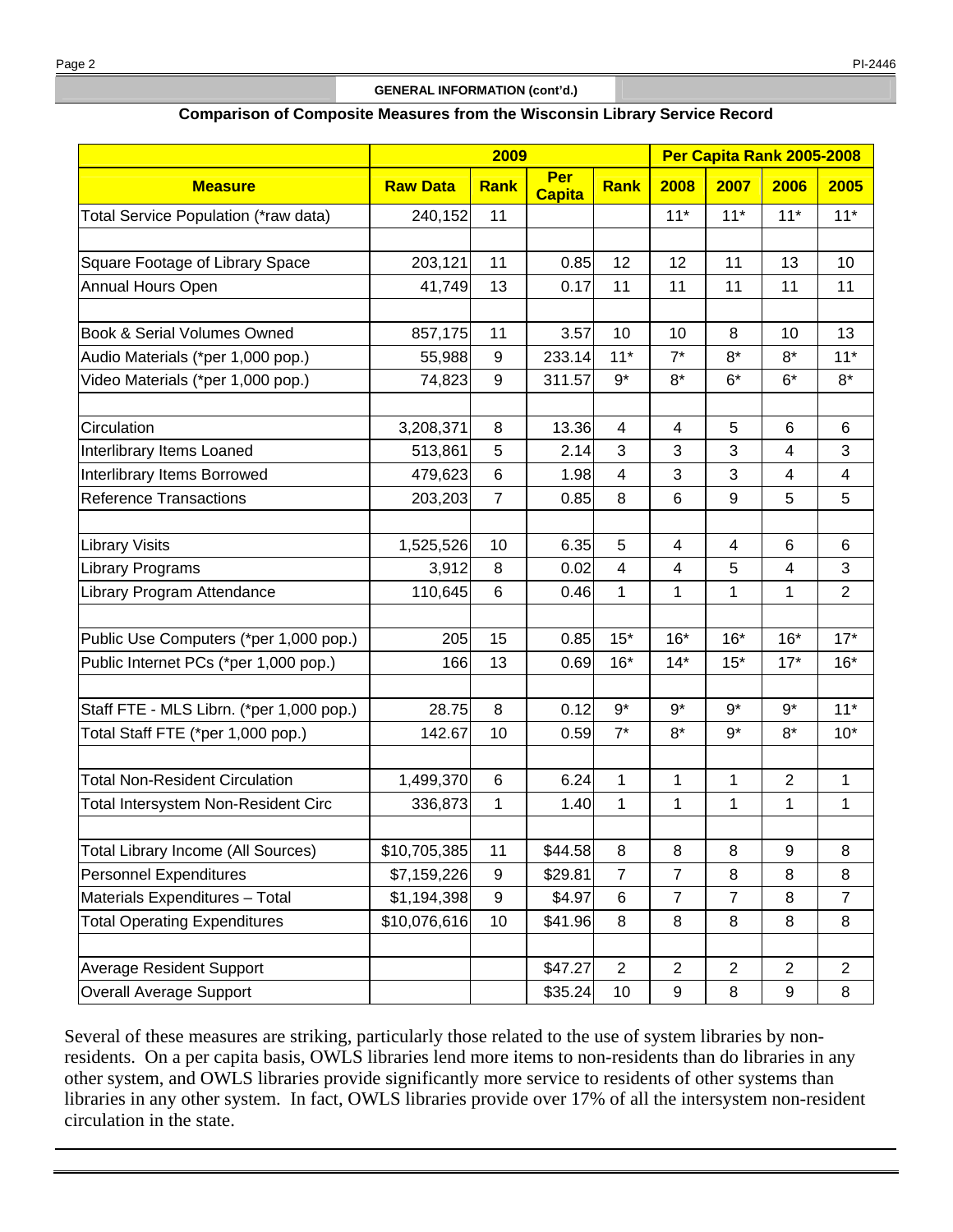### GENERAL INFORMATION (cont'd.)

**Comparison of Composite Measures from the Wisconsin Library Service Record**

| | 2009 | | | | Per Capita Rank 2005-2008 | | | |
|---|---|---|---|---|---|---|---|---|
| **Measure** | **Raw Data** | **Rank** | **Per Capita** | **Rank** | **2008** | **2007** | **2006** | **2005** |
| Total Service Population (*raw data) | 240,152 | 11 | | | 11* | 11* | 11* | 11* |
| | | | | | | | | |
| Square Footage of Library Space | 203,121 | 11 | 0.85 | 12 | 12 | 11 | 13 | 10 |
| Annual Hours Open | 41,749 | 13 | 0.17 | 11 | 11 | 11 | 11 | 11 |
| | | | | | | | | |
| Book & Serial Volumes Owned | 857,175 | 11 | 3.57 | 10 | 10 | 8 | 10 | 13 |
| Audio Materials (*per 1,000 pop.) | 55,988 | 9 | 233.14 | 11* | 7* | 8* | 8* | 11* |
| Video Materials (*per 1,000 pop.) | 74,823 | 9 | 311.57 | 9* | 8* | 6* | 6* | 8* |
| | | | | | | | | |
| Circulation | 3,208,371 | 8 | 13.36 | 4 | 4 | 5 | 6 | 6 |
| Interlibrary Items Loaned | 513,861 | 5 | 2.14 | 3 | 3 | 3 | 4 | 3 |
| Interlibrary Items Borrowed | 479,623 | 6 | 1.98 | 4 | 3 | 3 | 4 | 4 |
| Reference Transactions | 203,203 | 7 | 0.85 | 8 | 6 | 9 | 5 | 5 |
| | | | | | | | | |
| Library Visits | 1,525,526 | 10 | 6.35 | 5 | 4 | 4 | 6 | 6 |
| Library Programs | 3,912 | 8 | 0.02 | 4 | 4 | 5 | 4 | 3 |
| Library Program Attendance | 110,645 | 6 | 0.46 | 1 | 1 | 1 | 1 | 2 |
| | | | | | | | | |
| Public Use Computers (*per 1,000 pop.) | 205 | 15 | 0.85 | 15* | 16* | 16* | 16* | 17* |
| Public Internet PCs (*per 1,000 pop.) | 166 | 13 | 0.69 | 16* | 14* | 15* | 17* | 16* |
| | | | | | | | | |
| Staff FTE - MLS Librn. (*per 1,000 pop.) | 28.75 | 8 | 0.12 | 9* | 9* | 9* | 9* | 11* |
| Total Staff FTE (*per 1,000 pop.) | 142.67 | 10 | 0.59 | 7* | 8* | 9* | 8* | 10* |
| | | | | | | | | |
| Total Non-Resident Circulation | 1,499,370 | 6 | 6.24 | 1 | 1 | 1 | 2 | 1 |
| Total Intersystem Non-Resident Circ | 336,873 | 1 | 1.40 | 1 | 1 | 1 | 1 | 1 |
| | | | | | | | | |
| Total Library Income (All Sources) | $10,705,385 | 11 | $44.58 | 8 | 8 | 8 | 9 | 8 |
| Personnel Expenditures | $7,159,226 | 9 | $29.81 | 7 | 7 | 8 | 8 | 8 |
| Materials Expenditures – Total | $1,194,398 | 9 | $4.97 | 6 | 7 | 7 | 8 | 7 |
| Total Operating Expenditures | $10,076,616 | 10 | $41.96 | 8 | 8 | 8 | 8 | 8 |
| | | | | | | | | |
| Average Resident Support | | | $47.27 | 2 | 2 | 2 | 2 | 2 |
| Overall Average Support | | | $35.24 | 10 | 9 | 8 | 9 | 8 |

Several of these measures are striking, particularly those related to the use of system libraries by non-residents. On a per capita basis, OWLS libraries lend more items to non-residents than do libraries in any other system, and OWLS libraries provide significantly more service to residents of other systems than libraries in any other system. In fact, OWLS libraries provide over 17% of all the intersystem non-resident circulation in the state.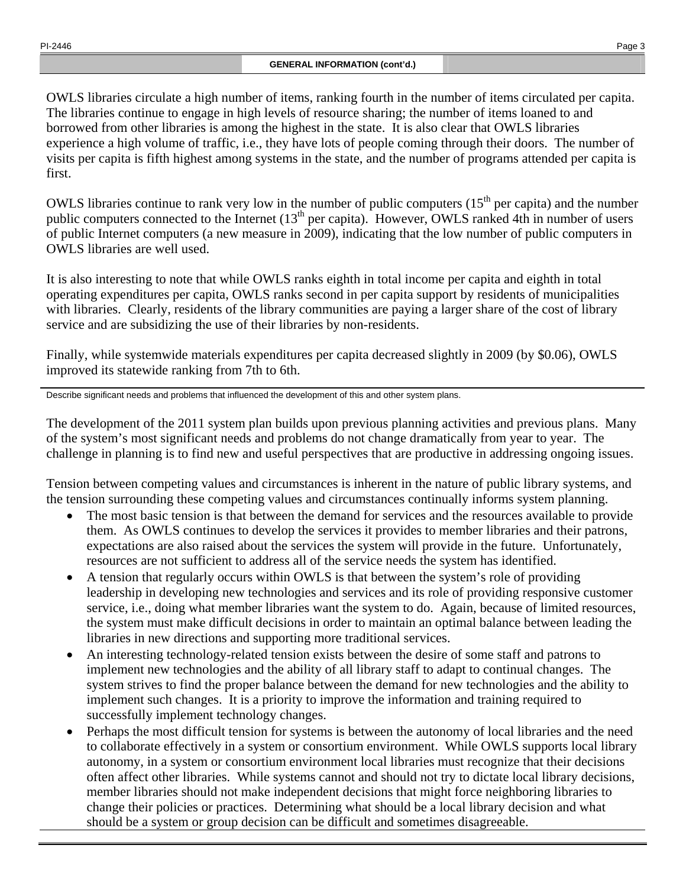## GENERAL INFORMATION (cont'd.)

OWLS libraries circulate a high number of items, ranking fourth in the number of items circulated per capita. The libraries continue to engage in high levels of resource sharing; the number of items loaned to and borrowed from other libraries is among the highest in the state. It is also clear that OWLS libraries experience a high volume of traffic, i.e., they have lots of people coming through their doors. The number of visits per capita is fifth highest among systems in the state, and the number of programs attended per capita is first.

OWLS libraries continue to rank very low in the number of public computers (15th per capita) and the number public computers connected to the Internet (13th per capita). However, OWLS ranked 4th in number of users of public Internet computers (a new measure in 2009), indicating that the low number of public computers in OWLS libraries are well used.

It is also interesting to note that while OWLS ranks eighth in total income per capita and eighth in total operating expenditures per capita, OWLS ranks second in per capita support by residents of municipalities with libraries. Clearly, residents of the library communities are paying a larger share of the cost of library service and are subsidizing the use of their libraries by non-residents.

Finally, while systemwide materials expenditures per capita decreased slightly in 2009 (by $0.06), OWLS improved its statewide ranking from 7th to 6th.

Describe significant needs and problems that influenced the development of this and other system plans.

The development of the 2011 system plan builds upon previous planning activities and previous plans. Many of the system's most significant needs and problems do not change dramatically from year to year. The challenge in planning is to find new and useful perspectives that are productive in addressing ongoing issues.

Tension between competing values and circumstances is inherent in the nature of public library systems, and the tension surrounding these competing values and circumstances continually informs system planning.

- The most basic tension is that between the demand for services and the resources available to provide them. As OWLS continues to develop the services it provides to member libraries and their patrons, expectations are also raised about the services the system will provide in the future. Unfortunately, resources are not sufficient to address all of the service needs the system has identified.
- A tension that regularly occurs within OWLS is that between the system's role of providing leadership in developing new technologies and services and its role of providing responsive customer service, i.e., doing what member libraries want the system to do. Again, because of limited resources, the system must make difficult decisions in order to maintain an optimal balance between leading the libraries in new directions and supporting more traditional services.
- An interesting technology-related tension exists between the desire of some staff and patrons to implement new technologies and the ability of all library staff to adapt to continual changes. The system strives to find the proper balance between the demand for new technologies and the ability to implement such changes. It is a priority to improve the information and training required to successfully implement technology changes.
- Perhaps the most difficult tension for systems is between the autonomy of local libraries and the need to collaborate effectively in a system or consortium environment. While OWLS supports local library autonomy, in a system or consortium environment local libraries must recognize that their decisions often affect other libraries. While systems cannot and should not try to dictate local library decisions, member libraries should not make independent decisions that might force neighboring libraries to change their policies or practices. Determining what should be a local library decision and what should be a system or group decision can be difficult and sometimes disagreeable.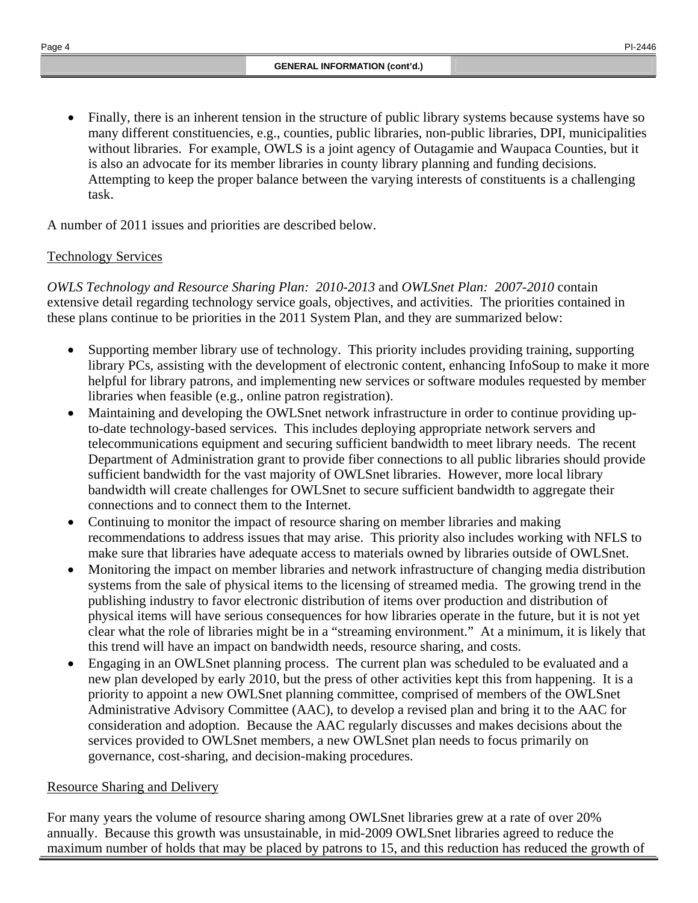- Finally, there is an inherent tension in the structure of public library systems because systems have so many different constituencies, e.g., counties, public libraries, non-public libraries, DPI, municipalities without libraries. For example, OWLS is a joint agency of Outagamie and Waupaca Counties, but it is also an advocate for its member libraries in county library planning and funding decisions. Attempting to keep the proper balance between the varying interests of constituents is a challenging task.

A number of 2011 issues and priorities are described below.

Technology Services

*OWLS Technology and Resource Sharing Plan: 2010-2013* and *OWLSnet Plan: 2007-2010* contain extensive detail regarding technology service goals, objectives, and activities. The priorities contained in these plans continue to be priorities in the 2011 System Plan, and they are summarized below:

- Supporting member library use of technology. This priority includes providing training, supporting library PCs, assisting with the development of electronic content, enhancing InfoSoup to make it more helpful for library patrons, and implementing new services or software modules requested by member libraries when feasible (e.g., online patron registration).
- Maintaining and developing the OWLSnet network infrastructure in order to continue providing up-to-date technology-based services. This includes deploying appropriate network servers and telecommunications equipment and securing sufficient bandwidth to meet library needs. The recent Department of Administration grant to provide fiber connections to all public libraries should provide sufficient bandwidth for the vast majority of OWLSnet libraries. However, more local library bandwidth will create challenges for OWLSnet to secure sufficient bandwidth to aggregate their connections and to connect them to the Internet.
- Continuing to monitor the impact of resource sharing on member libraries and making recommendations to address issues that may arise. This priority also includes working with NFLS to make sure that libraries have adequate access to materials owned by libraries outside of OWLSnet.
- Monitoring the impact on member libraries and network infrastructure of changing media distribution systems from the sale of physical items to the licensing of streamed media. The growing trend in the publishing industry to favor electronic distribution of items over production and distribution of physical items will have serious consequences for how libraries operate in the future, but it is not yet clear what the role of libraries might be in a "streaming environment." At a minimum, it is likely that this trend will have an impact on bandwidth needs, resource sharing, and costs.
- Engaging in an OWLSnet planning process. The current plan was scheduled to be evaluated and a new plan developed by early 2010, but the press of other activities kept this from happening. It is a priority to appoint a new OWLSnet planning committee, comprised of members of the OWLSnet Administrative Advisory Committee (AAC), to develop a revised plan and bring it to the AAC for consideration and adoption. Because the AAC regularly discusses and makes decisions about the services provided to OWLSnet members, a new OWLSnet plan needs to focus primarily on governance, cost-sharing, and decision-making procedures.

Resource Sharing and Delivery

For many years the volume of resource sharing among OWLSnet libraries grew at a rate of over 20% annually. Because this growth was unsustainable, in mid-2009 OWLSnet libraries agreed to reduce the maximum number of holds that may be placed by patrons to 15, and this reduction has reduced the growth of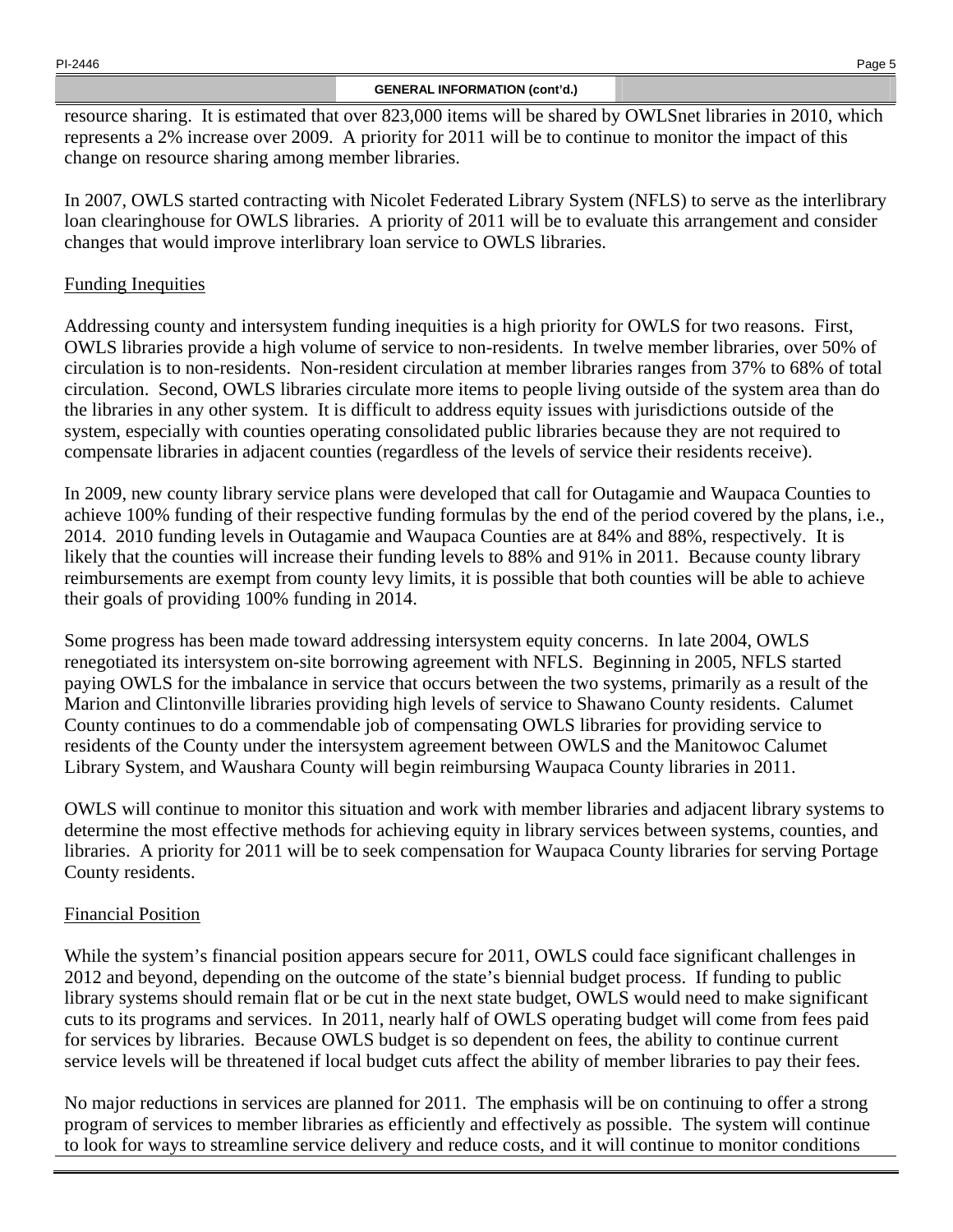## GENERAL INFORMATION (cont'd.)

resource sharing. It is estimated that over 823,000 items will be shared by OWLSnet libraries in 2010, which represents a 2% increase over 2009. A priority for 2011 will be to continue to monitor the impact of this change on resource sharing among member libraries.

In 2007, OWLS started contracting with Nicolet Federated Library System (NFLS) to serve as the interlibrary loan clearinghouse for OWLS libraries. A priority of 2011 will be to evaluate this arrangement and consider changes that would improve interlibrary loan service to OWLS libraries.

### Funding Inequities

Addressing county and intersystem funding inequities is a high priority for OWLS for two reasons. First, OWLS libraries provide a high volume of service to non-residents. In twelve member libraries, over 50% of circulation is to non-residents. Non-resident circulation at member libraries ranges from 37% to 68% of total circulation. Second, OWLS libraries circulate more items to people living outside of the system area than do the libraries in any other system. It is difficult to address equity issues with jurisdictions outside of the system, especially with counties operating consolidated public libraries because they are not required to compensate libraries in adjacent counties (regardless of the levels of service their residents receive).

In 2009, new county library service plans were developed that call for Outagamie and Waupaca Counties to achieve 100% funding of their respective funding formulas by the end of the period covered by the plans, i.e., 2014. 2010 funding levels in Outagamie and Waupaca Counties are at 84% and 88%, respectively. It is likely that the counties will increase their funding levels to 88% and 91% in 2011. Because county library reimbursements are exempt from county levy limits, it is possible that both counties will be able to achieve their goals of providing 100% funding in 2014.

Some progress has been made toward addressing intersystem equity concerns. In late 2004, OWLS renegotiated its intersystem on-site borrowing agreement with NFLS. Beginning in 2005, NFLS started paying OWLS for the imbalance in service that occurs between the two systems, primarily as a result of the Marion and Clintonville libraries providing high levels of service to Shawano County residents. Calumet County continues to do a commendable job of compensating OWLS libraries for providing service to residents of the County under the intersystem agreement between OWLS and the Manitowoc Calumet Library System, and Waushara County will begin reimbursing Waupaca County libraries in 2011.

OWLS will continue to monitor this situation and work with member libraries and adjacent library systems to determine the most effective methods for achieving equity in library services between systems, counties, and libraries. A priority for 2011 will be to seek compensation for Waupaca County libraries for serving Portage County residents.

### Financial Position

While the system's financial position appears secure for 2011, OWLS could face significant challenges in 2012 and beyond, depending on the outcome of the state's biennial budget process. If funding to public library systems should remain flat or be cut in the next state budget, OWLS would need to make significant cuts to its programs and services. In 2011, nearly half of OWLS operating budget will come from fees paid for services by libraries. Because OWLS budget is so dependent on fees, the ability to continue current service levels will be threatened if local budget cuts affect the ability of member libraries to pay their fees.

No major reductions in services are planned for 2011. The emphasis will be on continuing to offer a strong program of services to member libraries as efficiently and effectively as possible. The system will continue to look for ways to streamline service delivery and reduce costs, and it will continue to monitor conditions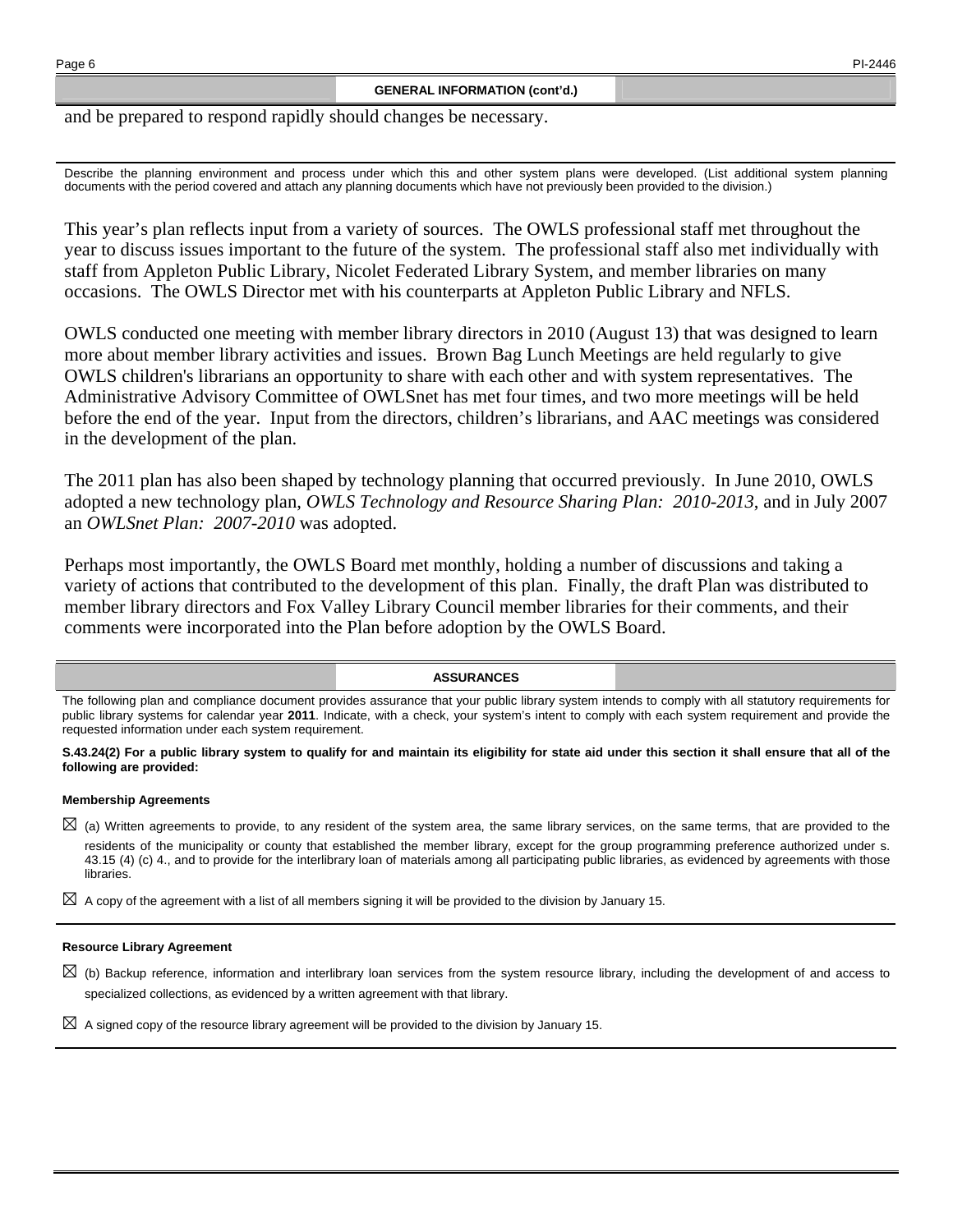## GENERAL INFORMATION (cont'd.)

and be prepared to respond rapidly should changes be necessary.

Describe the planning environment and process under which this and other system plans were developed. (List additional system planning documents with the period covered and attach any planning documents which have not previously been provided to the division.)

This year's plan reflects input from a variety of sources. The OWLS professional staff met throughout the year to discuss issues important to the future of the system. The professional staff also met individually with staff from Appleton Public Library, Nicolet Federated Library System, and member libraries on many occasions. The OWLS Director met with his counterparts at Appleton Public Library and NFLS.

OWLS conducted one meeting with member library directors in 2010 (August 13) that was designed to learn more about member library activities and issues. Brown Bag Lunch Meetings are held regularly to give OWLS children's librarians an opportunity to share with each other and with system representatives. The Administrative Advisory Committee of OWLSnet has met four times, and two more meetings will be held before the end of the year. Input from the directors, children's librarians, and AAC meetings was considered in the development of the plan.

The 2011 plan has also been shaped by technology planning that occurred previously. In June 2010, OWLS adopted a new technology plan, *OWLS Technology and Resource Sharing Plan: 2010-2013*, and in July 2007 an *OWLSnet Plan: 2007-2010* was adopted.

Perhaps most importantly, the OWLS Board met monthly, holding a number of discussions and taking a variety of actions that contributed to the development of this plan. Finally, the draft Plan was distributed to member library directors and Fox Valley Library Council member libraries for their comments, and their comments were incorporated into the Plan before adoption by the OWLS Board.

## ASSURANCES

The following plan and compliance document provides assurance that your public library system intends to comply with all statutory requirements for public library systems for calendar year **2011**. Indicate, with a check, your system's intent to comply with each system requirement and provide the requested information under each system requirement.

**S.43.24(2) For a public library system to qualify for and maintain its eligibility for state aid under this section it shall ensure that all of the following are provided:**

**Membership Agreements**

☒ (a) Written agreements to provide, to any resident of the system area, the same library services, on the same terms, that are provided to the residents of the municipality or county that established the member library, except for the group programming preference authorized under s. 43.15 (4) (c) 4., and to provide for the interlibrary loan of materials among all participating public libraries, as evidenced by agreements with those libraries.

☒ A copy of the agreement with a list of all members signing it will be provided to the division by January 15.

**Resource Library Agreement**

☒ (b) Backup reference, information and interlibrary loan services from the system resource library, including the development of and access to specialized collections, as evidenced by a written agreement with that library.

☒ A signed copy of the resource library agreement will be provided to the division by January 15.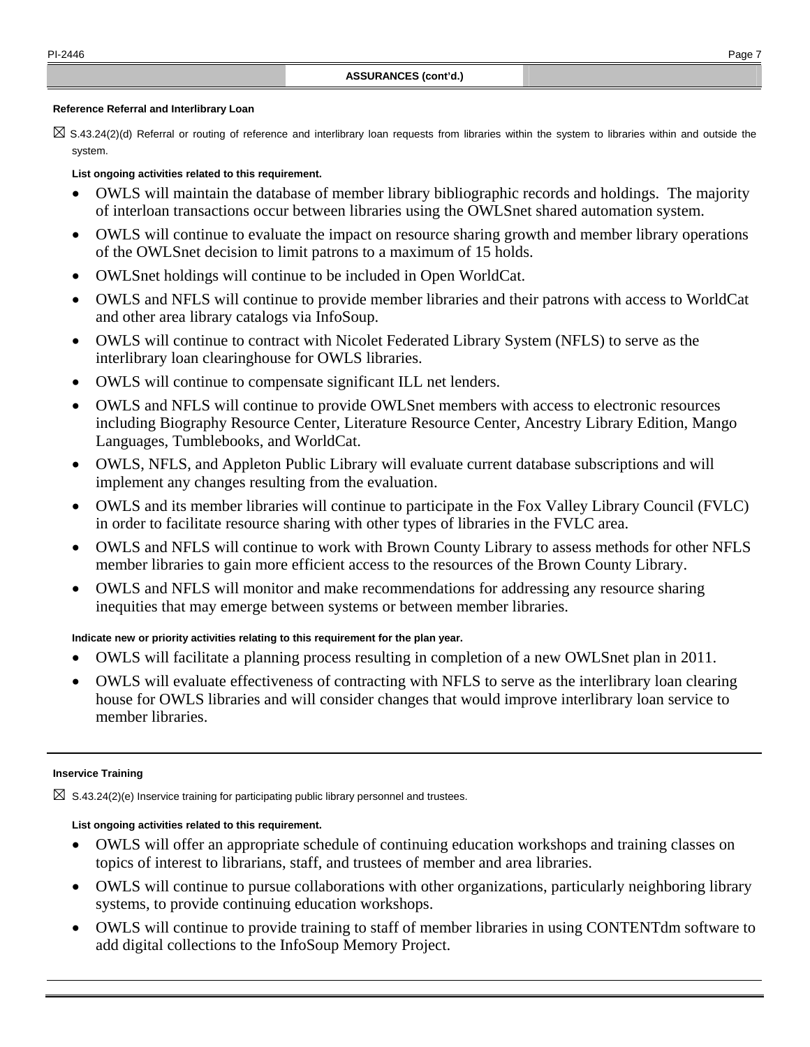**ASSURANCES (cont'd.)**

**Reference Referral and Interlibrary Loan**

☒ S.43.24(2)(d) Referral or routing of reference and interlibrary loan requests from libraries within the system to libraries within and outside the system.

**List ongoing activities related to this requirement.**

- OWLS will maintain the database of member library bibliographic records and holdings. The majority of interloan transactions occur between libraries using the OWLSnet shared automation system.
- OWLS will continue to evaluate the impact on resource sharing growth and member library operations of the OWLSnet decision to limit patrons to a maximum of 15 holds.
- OWLSnet holdings will continue to be included in Open WorldCat.
- OWLS and NFLS will continue to provide member libraries and their patrons with access to WorldCat and other area library catalogs via InfoSoup.
- OWLS will continue to contract with Nicolet Federated Library System (NFLS) to serve as the interlibrary loan clearinghouse for OWLS libraries.
- OWLS will continue to compensate significant ILL net lenders.
- OWLS and NFLS will continue to provide OWLSnet members with access to electronic resources including Biography Resource Center, Literature Resource Center, Ancestry Library Edition, Mango Languages, Tumblebooks, and WorldCat.
- OWLS, NFLS, and Appleton Public Library will evaluate current database subscriptions and will implement any changes resulting from the evaluation.
- OWLS and its member libraries will continue to participate in the Fox Valley Library Council (FVLC) in order to facilitate resource sharing with other types of libraries in the FVLC area.
- OWLS and NFLS will continue to work with Brown County Library to assess methods for other NFLS member libraries to gain more efficient access to the resources of the Brown County Library.
- OWLS and NFLS will monitor and make recommendations for addressing any resource sharing inequities that may emerge between systems or between member libraries.

**Indicate new or priority activities relating to this requirement for the plan year.**

- OWLS will facilitate a planning process resulting in completion of a new OWLSnet plan in 2011.
- OWLS will evaluate effectiveness of contracting with NFLS to serve as the interlibrary loan clearing house for OWLS libraries and will consider changes that would improve interlibrary loan service to member libraries.

---

**Inservice Training**

☒ S.43.24(2)(e) Inservice training for participating public library personnel and trustees.

**List ongoing activities related to this requirement.**

- OWLS will offer an appropriate schedule of continuing education workshops and training classes on topics of interest to librarians, staff, and trustees of member and area libraries.
- OWLS will continue to pursue collaborations with other organizations, particularly neighboring library systems, to provide continuing education workshops.
- OWLS will continue to provide training to staff of member libraries in using CONTENTdm software to add digital collections to the InfoSoup Memory Project.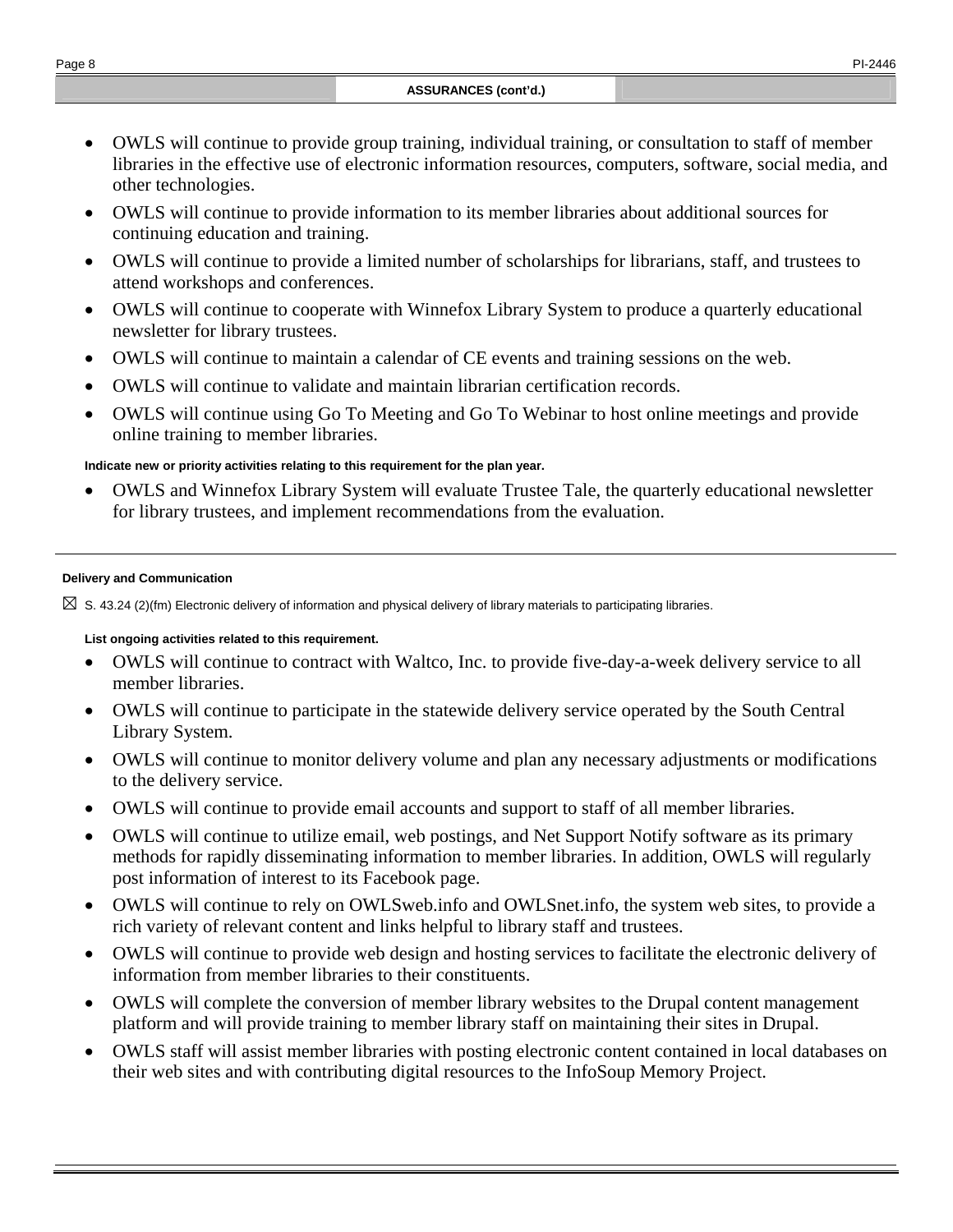**ASSURANCES (cont'd.)**

- OWLS will continue to provide group training, individual training, or consultation to staff of member libraries in the effective use of electronic information resources, computers, software, social media, and other technologies.
- OWLS will continue to provide information to its member libraries about additional sources for continuing education and training.
- OWLS will continue to provide a limited number of scholarships for librarians, staff, and trustees to attend workshops and conferences.
- OWLS will continue to cooperate with Winnefox Library System to produce a quarterly educational newsletter for library trustees.
- OWLS will continue to maintain a calendar of CE events and training sessions on the web.
- OWLS will continue to validate and maintain librarian certification records.
- OWLS will continue using Go To Meeting and Go To Webinar to host online meetings and provide online training to member libraries.

**Indicate new or priority activities relating to this requirement for the plan year.**

- OWLS and Winnefox Library System will evaluate Trustee Tale, the quarterly educational newsletter for library trustees, and implement recommendations from the evaluation.

---

**Delivery and Communication**

☒ S. 43.24 (2)(fm) Electronic delivery of information and physical delivery of library materials to participating libraries.

**List ongoing activities related to this requirement.**

- OWLS will continue to contract with Waltco, Inc. to provide five-day-a-week delivery service to all member libraries.
- OWLS will continue to participate in the statewide delivery service operated by the South Central Library System.
- OWLS will continue to monitor delivery volume and plan any necessary adjustments or modifications to the delivery service.
- OWLS will continue to provide email accounts and support to staff of all member libraries.
- OWLS will continue to utilize email, web postings, and Net Support Notify software as its primary methods for rapidly disseminating information to member libraries. In addition, OWLS will regularly post information of interest to its Facebook page.
- OWLS will continue to rely on OWLSweb.info and OWLSnet.info, the system web sites, to provide a rich variety of relevant content and links helpful to library staff and trustees.
- OWLS will continue to provide web design and hosting services to facilitate the electronic delivery of information from member libraries to their constituents.
- OWLS will complete the conversion of member library websites to the Drupal content management platform and will provide training to member library staff on maintaining their sites in Drupal.
- OWLS staff will assist member libraries with posting electronic content contained in local databases on their web sites and with contributing digital resources to the InfoSoup Memory Project.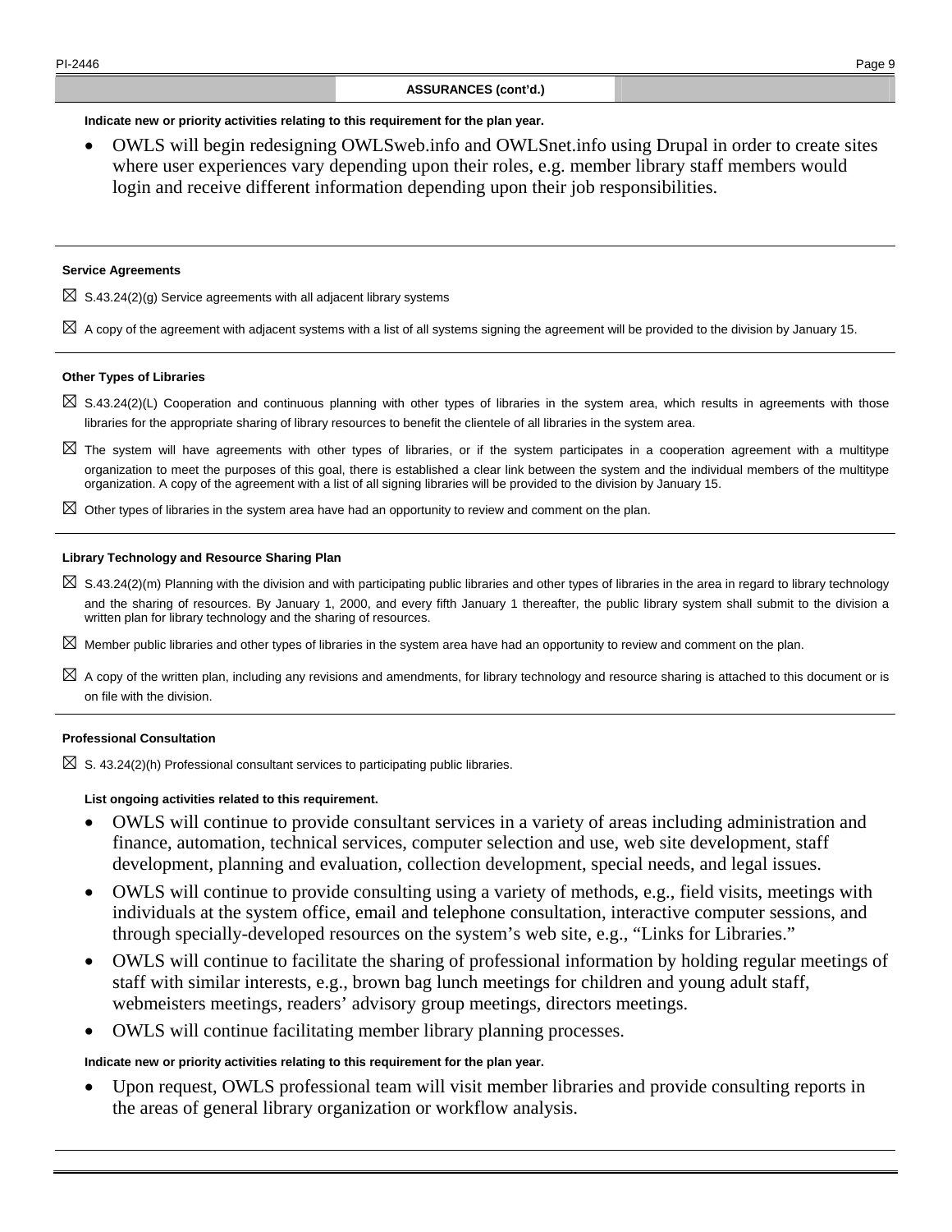## ASSURANCES (cont'd.)

**Indicate new or priority activities relating to this requirement for the plan year.**

- OWLS will begin redesigning OWLSweb.info and OWLSnet.info using Drupal in order to create sites where user experiences vary depending upon their roles, e.g. member library staff members would login and receive different information depending upon their job responsibilities.

### Service Agreements

☒ S.43.24(2)(g) Service agreements with all adjacent library systems

☒ A copy of the agreement with adjacent systems with a list of all systems signing the agreement will be provided to the division by January 15.

### Other Types of Libraries

☒ S.43.24(2)(L) Cooperation and continuous planning with other types of libraries in the system area, which results in agreements with those libraries for the appropriate sharing of library resources to benefit the clientele of all libraries in the system area.

☒ The system will have agreements with other types of libraries, or if the system participates in a cooperation agreement with a multitype organization to meet the purposes of this goal, there is established a clear link between the system and the individual members of the multitype organization. A copy of the agreement with a list of all signing libraries will be provided to the division by January 15.

☒ Other types of libraries in the system area have had an opportunity to review and comment on the plan.

### Library Technology and Resource Sharing Plan

☒ S.43.24(2)(m) Planning with the division and with participating public libraries and other types of libraries in the area in regard to library technology and the sharing of resources. By January 1, 2000, and every fifth January 1 thereafter, the public library system shall submit to the division a written plan for library technology and the sharing of resources.

☒ Member public libraries and other types of libraries in the system area have had an opportunity to review and comment on the plan.

☒ A copy of the written plan, including any revisions and amendments, for library technology and resource sharing is attached to this document or is on file with the division.

### Professional Consultation

☒ S. 43.24(2)(h) Professional consultant services to participating public libraries.

**List ongoing activities related to this requirement.**

- OWLS will continue to provide consultant services in a variety of areas including administration and finance, automation, technical services, computer selection and use, web site development, staff development, planning and evaluation, collection development, special needs, and legal issues.
- OWLS will continue to provide consulting using a variety of methods, e.g., field visits, meetings with individuals at the system office, email and telephone consultation, interactive computer sessions, and through specially-developed resources on the system's web site, e.g., "Links for Libraries."
- OWLS will continue to facilitate the sharing of professional information by holding regular meetings of staff with similar interests, e.g., brown bag lunch meetings for children and young adult staff, webmeisters meetings, readers' advisory group meetings, directors meetings.
- OWLS will continue facilitating member library planning processes.

**Indicate new or priority activities relating to this requirement for the plan year.**

- Upon request, OWLS professional team will visit member libraries and provide consulting reports in the areas of general library organization or workflow analysis.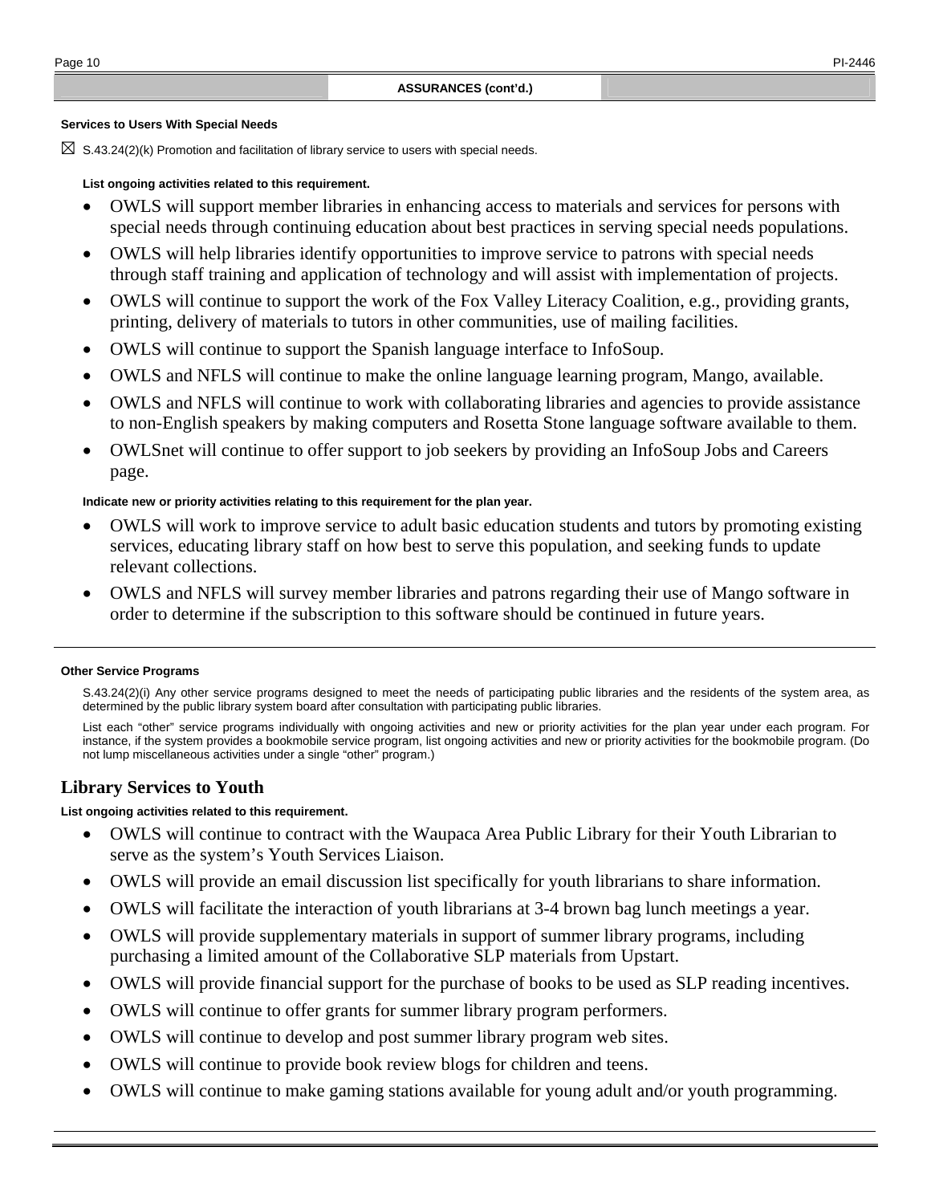## ASSURANCES (cont'd.)

**Services to Users With Special Needs**

☒ S.43.24(2)(k) Promotion and facilitation of library service to users with special needs.

**List ongoing activities related to this requirement.**

- OWLS will support member libraries in enhancing access to materials and services for persons with special needs through continuing education about best practices in serving special needs populations.
- OWLS will help libraries identify opportunities to improve service to patrons with special needs through staff training and application of technology and will assist with implementation of projects.
- OWLS will continue to support the work of the Fox Valley Literacy Coalition, e.g., providing grants, printing, delivery of materials to tutors in other communities, use of mailing facilities.
- OWLS will continue to support the Spanish language interface to InfoSoup.
- OWLS and NFLS will continue to make the online language learning program, Mango, available.
- OWLS and NFLS will continue to work with collaborating libraries and agencies to provide assistance to non-English speakers by making computers and Rosetta Stone language software available to them.
- OWLSnet will continue to offer support to job seekers by providing an InfoSoup Jobs and Careers page.

**Indicate new or priority activities relating to this requirement for the plan year.**

- OWLS will work to improve service to adult basic education students and tutors by promoting existing services, educating library staff on how best to serve this population, and seeking funds to update relevant collections.
- OWLS and NFLS will survey member libraries and patrons regarding their use of Mango software in order to determine if the subscription to this software should be continued in future years.

---

**Other Service Programs**

S.43.24(2)(i) Any other service programs designed to meet the needs of participating public libraries and the residents of the system area, as determined by the public library system board after consultation with participating public libraries.

List each "other" service programs individually with ongoing activities and new or priority activities for the plan year under each program. For instance, if the system provides a bookmobile service program, list ongoing activities and new or priority activities for the bookmobile program. (Do not lump miscellaneous activities under a single "other" program.)

### Library Services to Youth

**List ongoing activities related to this requirement.**

- OWLS will continue to contract with the Waupaca Area Public Library for their Youth Librarian to serve as the system's Youth Services Liaison.
- OWLS will provide an email discussion list specifically for youth librarians to share information.
- OWLS will facilitate the interaction of youth librarians at 3-4 brown bag lunch meetings a year.
- OWLS will provide supplementary materials in support of summer library programs, including purchasing a limited amount of the Collaborative SLP materials from Upstart.
- OWLS will provide financial support for the purchase of books to be used as SLP reading incentives.
- OWLS will continue to offer grants for summer library program performers.
- OWLS will continue to develop and post summer library program web sites.
- OWLS will continue to provide book review blogs for children and teens.
- OWLS will continue to make gaming stations available for young adult and/or youth programming.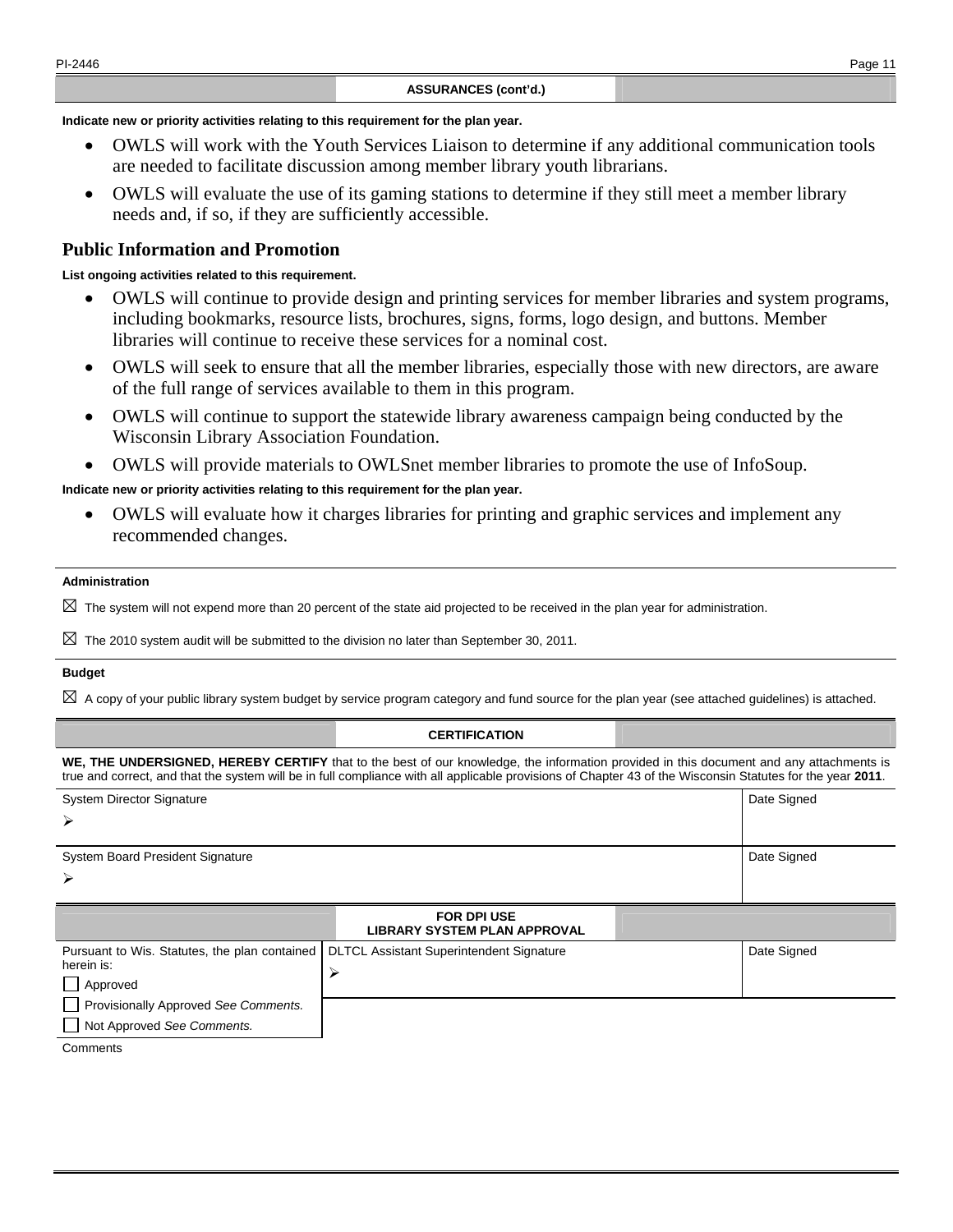## ASSURANCES (cont'd.)

**Indicate new or priority activities relating to this requirement for the plan year.**

- OWLS will work with the Youth Services Liaison to determine if any additional communication tools are needed to facilitate discussion among member library youth librarians.
- OWLS will evaluate the use of its gaming stations to determine if they still meet a member library needs and, if so, if they are sufficiently accessible.

### Public Information and Promotion

**List ongoing activities related to this requirement.**

- OWLS will continue to provide design and printing services for member libraries and system programs, including bookmarks, resource lists, brochures, signs, forms, logo design, and buttons. Member libraries will continue to receive these services for a nominal cost.
- OWLS will seek to ensure that all the member libraries, especially those with new directors, are aware of the full range of services available to them in this program.
- OWLS will continue to support the statewide library awareness campaign being conducted by the Wisconsin Library Association Foundation.
- OWLS will provide materials to OWLSnet member libraries to promote the use of InfoSoup.

**Indicate new or priority activities relating to this requirement for the plan year.**

- OWLS will evaluate how it charges libraries for printing and graphic services and implement any recommended changes.

**Administration**

☒ The system will not expend more than 20 percent of the state aid projected to be received in the plan year for administration.

☒ The 2010 system audit will be submitted to the division no later than September 30, 2011.

**Budget**

☒ A copy of your public library system budget by service program category and fund source for the plan year (see attached guidelines) is attached.

## CERTIFICATION

**WE, THE UNDERSIGNED, HEREBY CERTIFY** that to the best of our knowledge, the information provided in this document and any attachments is true and correct, and that the system will be in full compliance with all applicable provisions of Chapter 43 of the Wisconsin Statutes for the year **2011**.

| System Director Signature | Date Signed |
|---|---|
| ➢ | |

| System Board President Signature | Date Signed |
|---|---|
| ➢ | |

## FOR DPI USE
## LIBRARY SYSTEM PLAN APPROVAL

| Pursuant to Wis. Statutes, the plan contained herein is: | DLTCL Assistant Superintendent Signature | Date Signed |
|---|---|---|
| ☐ Approved<br>☐ Provisionally Approved *See Comments.*<br>☐ Not Approved *See Comments.* | ➢ | |

Comments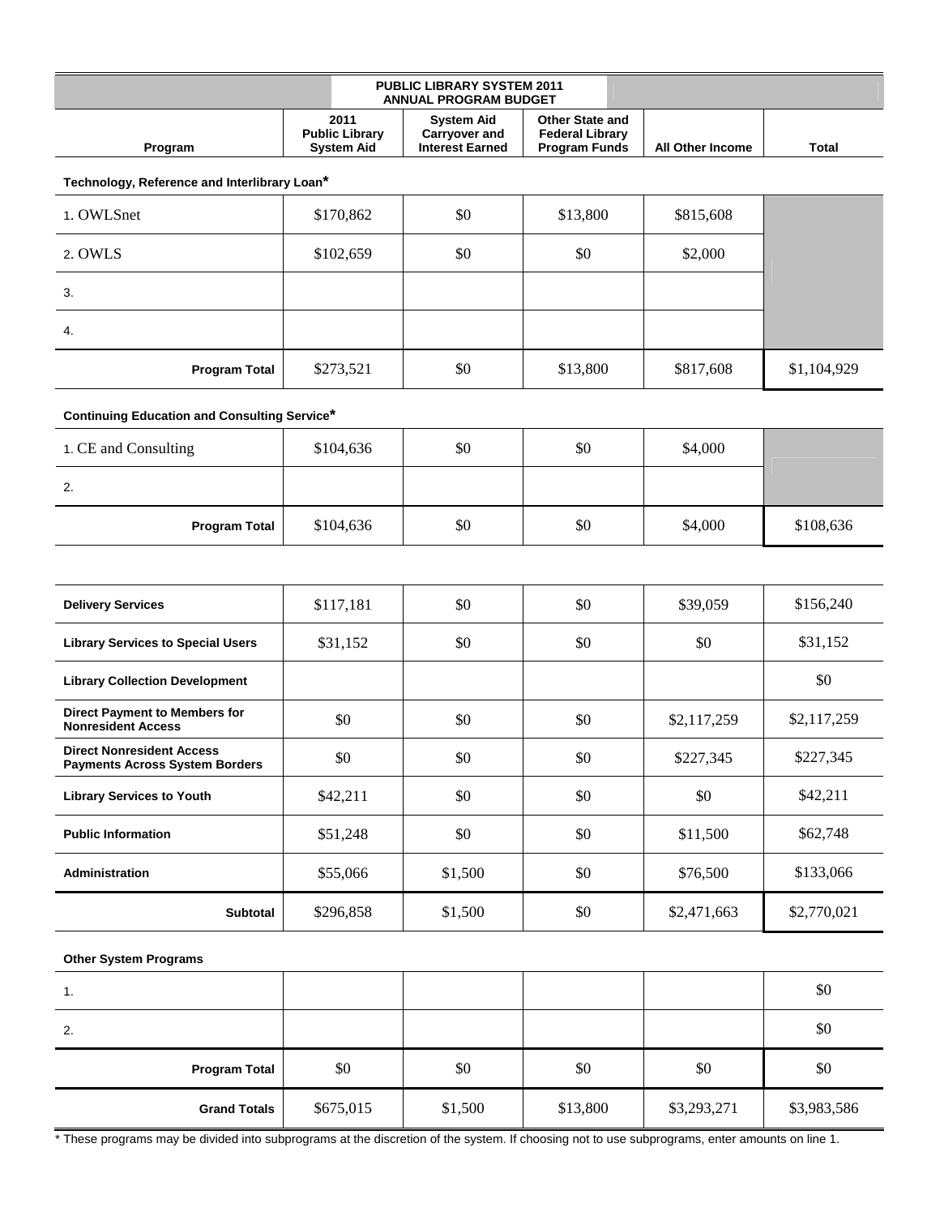| PUBLIC LIBRARY SYSTEM 2011 ANNUAL PROGRAM BUDGET | | | | | |
|---|---|---|---|---|---|
| **Program** | **2011 Public Library System Aid** | **System Aid Carryover and Interest Earned** | **Other State and Federal Library Program Funds** | **All Other Income** | **Total** |
| **Technology, Reference and Interlibrary Loan*** | | | | | |
| 1. OWLSnet | $170,862 | $0 | $13,800 | $815,608 | |
| 2. OWLS | $102,659 | $0 | $0 | $2,000 | |
| 3. | | | | | |
| 4. | | | | | |
| **Program Total** | $273,521 | $0 | $13,800 | $817,608 | $1,104,929 |
| **Continuing Education and Consulting Service*** | | | | | |
| 1. CE and Consulting | $104,636 | $0 | $0 | $4,000 | |
| 2. | | | | | |
| **Program Total** | $104,636 | $0 | $0 | $4,000 | $108,636 |
| **Delivery Services** | $117,181 | $0 | $0 | $39,059 | $156,240 |
| **Library Services to Special Users** | $31,152 | $0 | $0 | $0 | $31,152 |
| **Library Collection Development** | | | | | $0 |
| **Direct Payment to Members for Nonresident Access** | $0 | $0 | $0 | $2,117,259 | $2,117,259 |
| **Direct Nonresident Access Payments Across System Borders** | $0 | $0 | $0 | $227,345 | $227,345 |
| **Library Services to Youth** | $42,211 | $0 | $0 | $0 | $42,211 |
| **Public Information** | $51,248 | $0 | $0 | $11,500 | $62,748 |
| **Administration** | $55,066 | $1,500 | $0 | $76,500 | $133,066 |
| **Subtotal** | $296,858 | $1,500 | $0 | $2,471,663 | $2,770,021 |
| **Other System Programs** | | | | | |
| 1. | | | | | $0 |
| 2. | | | | | $0 |
| **Program Total** | $0 | $0 | $0 | $0 | $0 |
| **Grand Totals** | $675,015 | $1,500 | $13,800 | $3,293,271 | $3,983,586 |

* These programs may be divided into subprograms at the discretion of the system. If choosing not to use subprograms, enter amounts on line 1.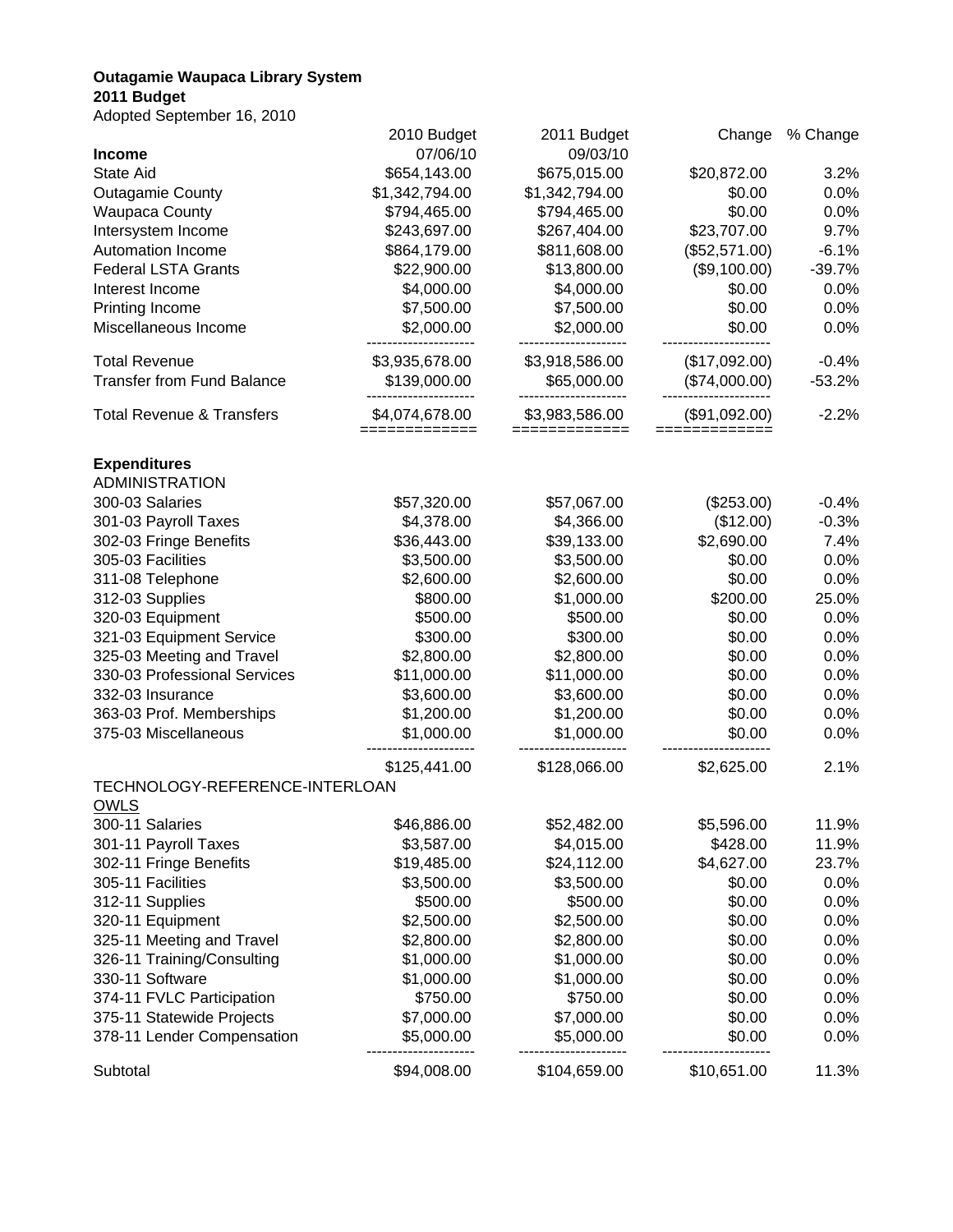**Outagamie Waupaca Library System**
**2011 Budget**
Adopted September 16, 2010

| Income | 2010 Budget 07/06/10 | 2011 Budget 09/03/10 | Change | % Change |
|---|---|---|---|---|
| State Aid | $654,143.00 | $675,015.00 | $20,872.00 | 3.2% |
| Outagamie County | $1,342,794.00 | $1,342,794.00 | $0.00 | 0.0% |
| Waupaca County | $794,465.00 | $794,465.00 | $0.00 | 0.0% |
| Intersystem Income | $243,697.00 | $267,404.00 | $23,707.00 | 9.7% |
| Automation Income | $864,179.00 | $811,608.00 | ($52,571.00) | -6.1% |
| Federal LSTA Grants | $22,900.00 | $13,800.00 | ($9,100.00) | -39.7% |
| Interest Income | $4,000.00 | $4,000.00 | $0.00 | 0.0% |
| Printing Income | $7,500.00 | $7,500.00 | $0.00 | 0.0% |
| Miscellaneous Income | $2,000.00 | $2,000.00 | $0.00 | 0.0% |
| Total Revenue | $3,935,678.00 | $3,918,586.00 | ($17,092.00) | -0.4% |
| Transfer from Fund Balance | $139,000.00 | $65,000.00 | ($74,000.00) | -53.2% |
| Total Revenue & Transfers | $4,074,678.00 | $3,983,586.00 | ($91,092.00) | -2.2% |

**Expenditures**

| ADMINISTRATION | 2010 Budget | 2011 Budget | Change | % Change |
|---|---|---|---|---|
| 300-03 Salaries | $57,320.00 | $57,067.00 | ($253.00) | -0.4% |
| 301-03 Payroll Taxes | $4,378.00 | $4,366.00 | ($12.00) | -0.3% |
| 302-03 Fringe Benefits | $36,443.00 | $39,133.00 | $2,690.00 | 7.4% |
| 305-03 Facilities | $3,500.00 | $3,500.00 | $0.00 | 0.0% |
| 311-08 Telephone | $2,600.00 | $2,600.00 | $0.00 | 0.0% |
| 312-03 Supplies | $800.00 | $1,000.00 | $200.00 | 25.0% |
| 320-03 Equipment | $500.00 | $500.00 | $0.00 | 0.0% |
| 321-03 Equipment Service | $300.00 | $300.00 | $0.00 | 0.0% |
| 325-03 Meeting and Travel | $2,800.00 | $2,800.00 | $0.00 | 0.0% |
| 330-03 Professional Services | $11,000.00 | $11,000.00 | $0.00 | 0.0% |
| 332-03 Insurance | $3,600.00 | $3,600.00 | $0.00 | 0.0% |
| 363-03 Prof. Memberships | $1,200.00 | $1,200.00 | $0.00 | 0.0% |
| 375-03 Miscellaneous | $1,000.00 | $1,000.00 | $0.00 | 0.0% |
| | $125,441.00 | $128,066.00 | $2,625.00 | 2.1% |

| TECHNOLOGY-REFERENCE-INTERLOAN<br>OWLS | 2010 Budget | 2011 Budget | Change | % Change |
|---|---|---|---|---|
| 300-11 Salaries | $46,886.00 | $52,482.00 | $5,596.00 | 11.9% |
| 301-11 Payroll Taxes | $3,587.00 | $4,015.00 | $428.00 | 11.9% |
| 302-11 Fringe Benefits | $19,485.00 | $24,112.00 | $4,627.00 | 23.7% |
| 305-11 Facilities | $3,500.00 | $3,500.00 | $0.00 | 0.0% |
| 312-11 Supplies | $500.00 | $500.00 | $0.00 | 0.0% |
| 320-11 Equipment | $2,500.00 | $2,500.00 | $0.00 | 0.0% |
| 325-11 Meeting and Travel | $2,800.00 | $2,800.00 | $0.00 | 0.0% |
| 326-11 Training/Consulting | $1,000.00 | $1,000.00 | $0.00 | 0.0% |
| 330-11 Software | $1,000.00 | $1,000.00 | $0.00 | 0.0% |
| 374-11 FVLC Participation | $750.00 | $750.00 | $0.00 | 0.0% |
| 375-11 Statewide Projects | $7,000.00 | $7,000.00 | $0.00 | 0.0% |
| 378-11 Lender Compensation | $5,000.00 | $5,000.00 | $0.00 | 0.0% |
| Subtotal | $94,008.00 | $104,659.00 | $10,651.00 | 11.3% |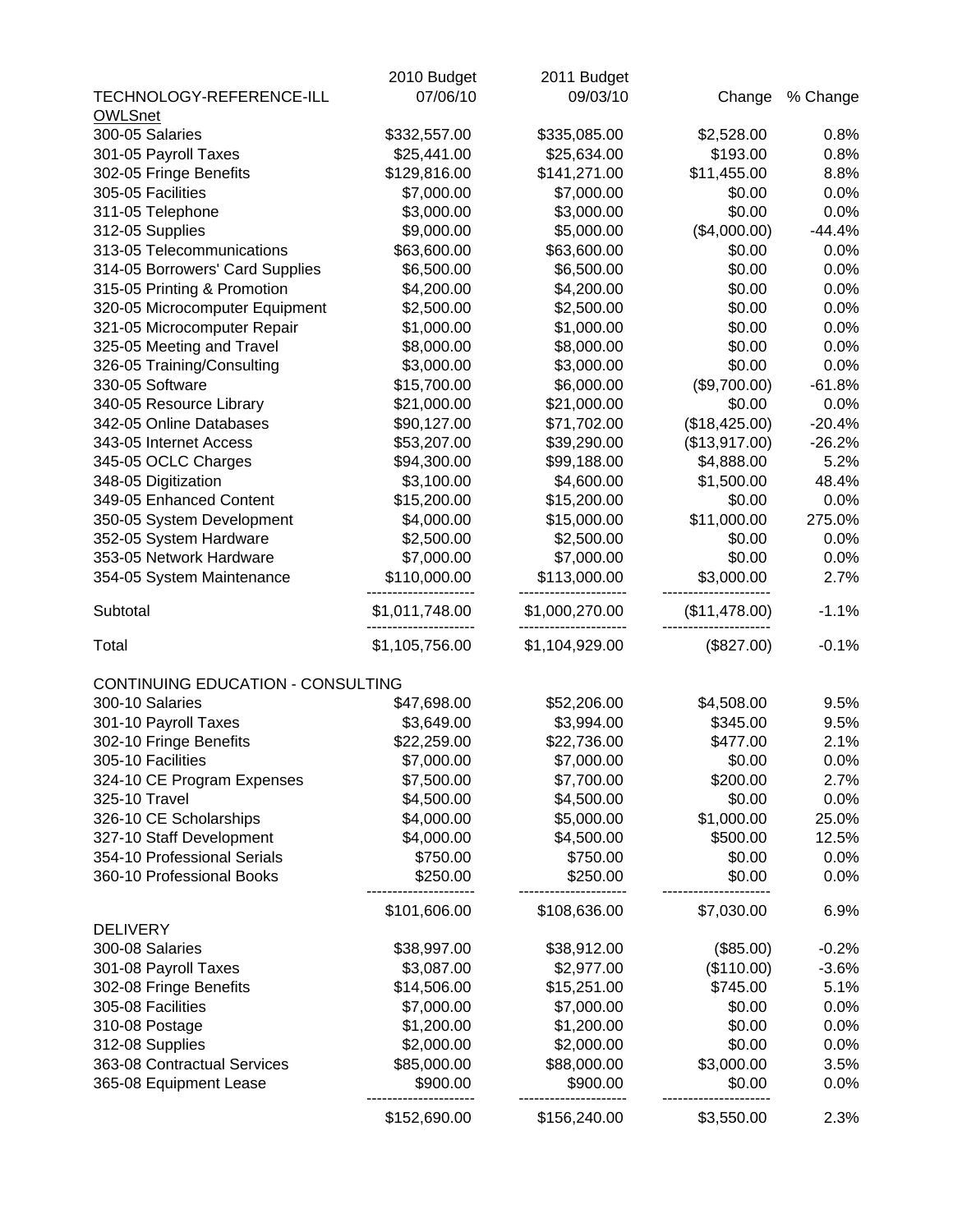| | 2010 Budget | 2011 Budget | | |
|---|---|---|---|---|
| TECHNOLOGY-REFERENCE-ILL | 07/06/10 | 09/03/10 | Change | % Change |
| OWLSnet | | | | |
| 300-05 Salaries | $332,557.00 | $335,085.00 | $2,528.00 | 0.8% |
| 301-05 Payroll Taxes | $25,441.00 | $25,634.00 | $193.00 | 0.8% |
| 302-05 Fringe Benefits | $129,816.00 | $141,271.00 | $11,455.00 | 8.8% |
| 305-05 Facilities | $7,000.00 | $7,000.00 | $0.00 | 0.0% |
| 311-05 Telephone | $3,000.00 | $3,000.00 | $0.00 | 0.0% |
| 312-05 Supplies | $9,000.00 | $5,000.00 | ($4,000.00) | -44.4% |
| 313-05 Telecommunications | $63,600.00 | $63,600.00 | $0.00 | 0.0% |
| 314-05 Borrowers' Card Supplies | $6,500.00 | $6,500.00 | $0.00 | 0.0% |
| 315-05 Printing & Promotion | $4,200.00 | $4,200.00 | $0.00 | 0.0% |
| 320-05 Microcomputer Equipment | $2,500.00 | $2,500.00 | $0.00 | 0.0% |
| 321-05 Microcomputer Repair | $1,000.00 | $1,000.00 | $0.00 | 0.0% |
| 325-05 Meeting and Travel | $8,000.00 | $8,000.00 | $0.00 | 0.0% |
| 326-05 Training/Consulting | $3,000.00 | $3,000.00 | $0.00 | 0.0% |
| 330-05 Software | $15,700.00 | $6,000.00 | ($9,700.00) | -61.8% |
| 340-05 Resource Library | $21,000.00 | $21,000.00 | $0.00 | 0.0% |
| 342-05 Online Databases | $90,127.00 | $71,702.00 | ($18,425.00) | -20.4% |
| 343-05 Internet Access | $53,207.00 | $39,290.00 | ($13,917.00) | -26.2% |
| 345-05 OCLC Charges | $94,300.00 | $99,188.00 | $4,888.00 | 5.2% |
| 348-05 Digitization | $3,100.00 | $4,600.00 | $1,500.00 | 48.4% |
| 349-05 Enhanced Content | $15,200.00 | $15,200.00 | $0.00 | 0.0% |
| 350-05 System Development | $4,000.00 | $15,000.00 | $11,000.00 | 275.0% |
| 352-05 System Hardware | $2,500.00 | $2,500.00 | $0.00 | 0.0% |
| 353-05 Network Hardware | $7,000.00 | $7,000.00 | $0.00 | 0.0% |
| 354-05 System Maintenance | $110,000.00 | $113,000.00 | $3,000.00 | 2.7% |
| Subtotal | $1,011,748.00 | $1,000,270.00 | ($11,478.00) | -1.1% |
| Total | $1,105,756.00 | $1,104,929.00 | ($827.00) | -0.1% |
| CONTINUING EDUCATION - CONSULTING | | | | |
| 300-10 Salaries | $47,698.00 | $52,206.00 | $4,508.00 | 9.5% |
| 301-10 Payroll Taxes | $3,649.00 | $3,994.00 | $345.00 | 9.5% |
| 302-10 Fringe Benefits | $22,259.00 | $22,736.00 | $477.00 | 2.1% |
| 305-10 Facilities | $7,000.00 | $7,000.00 | $0.00 | 0.0% |
| 324-10 CE Program Expenses | $7,500.00 | $7,700.00 | $200.00 | 2.7% |
| 325-10 Travel | $4,500.00 | $4,500.00 | $0.00 | 0.0% |
| 326-10 CE Scholarships | $4,000.00 | $5,000.00 | $1,000.00 | 25.0% |
| 327-10 Staff Development | $4,000.00 | $4,500.00 | $500.00 | 12.5% |
| 354-10 Professional Serials | $750.00 | $750.00 | $0.00 | 0.0% |
| 360-10 Professional Books | $250.00 | $250.00 | $0.00 | 0.0% |
| | $101,606.00 | $108,636.00 | $7,030.00 | 6.9% |
| DELIVERY | | | | |
| 300-08 Salaries | $38,997.00 | $38,912.00 | ($85.00) | -0.2% |
| 301-08 Payroll Taxes | $3,087.00 | $2,977.00 | ($110.00) | -3.6% |
| 302-08 Fringe Benefits | $14,506.00 | $15,251.00 | $745.00 | 5.1% |
| 305-08 Facilities | $7,000.00 | $7,000.00 | $0.00 | 0.0% |
| 310-08 Postage | $1,200.00 | $1,200.00 | $0.00 | 0.0% |
| 312-08 Supplies | $2,000.00 | $2,000.00 | $0.00 | 0.0% |
| 363-08 Contractual Services | $85,000.00 | $88,000.00 | $3,000.00 | 3.5% |
| 365-08 Equipment Lease | $900.00 | $900.00 | $0.00 | 0.0% |
| | $152,690.00 | $156,240.00 | $3,550.00 | 2.3% |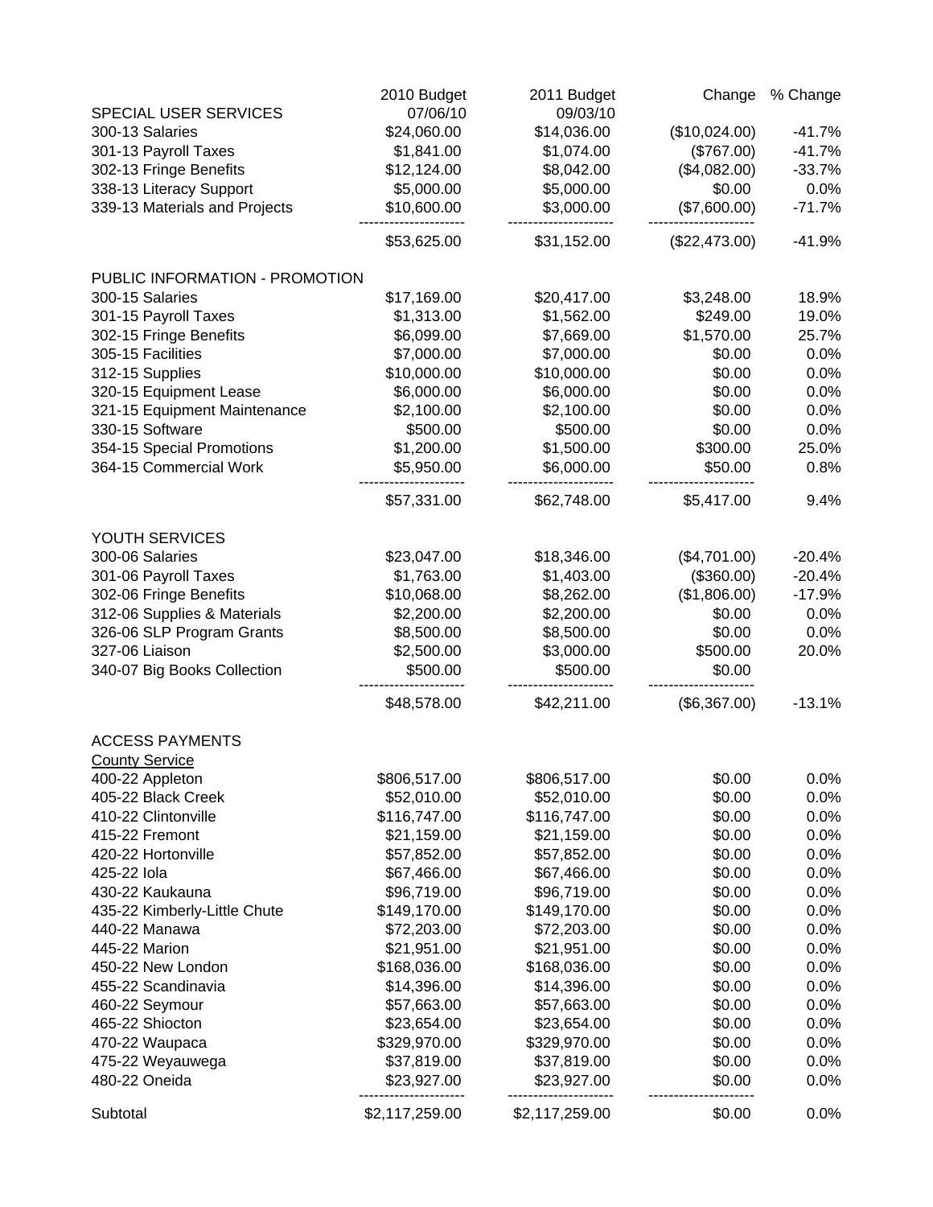| | 2010 Budget 07/06/10 | 2011 Budget 09/03/10 | Change | % Change |
|---|---|---|---|---|
| SPECIAL USER SERVICES | | | | |
| 300-13 Salaries | $24,060.00 | $14,036.00 | ($10,024.00) | -41.7% |
| 301-13 Payroll Taxes | $1,841.00 | $1,074.00 | ($767.00) | -41.7% |
| 302-13 Fringe Benefits | $12,124.00 | $8,042.00 | ($4,082.00) | -33.7% |
| 338-13 Literacy Support | $5,000.00 | $5,000.00 | $0.00 | 0.0% |
| 339-13 Materials and Projects | $10,600.00 | $3,000.00 | ($7,600.00) | -71.7% |
| | $53,625.00 | $31,152.00 | ($22,473.00) | -41.9% |
| | | | | |
| PUBLIC INFORMATION - PROMOTION | | | | |
| 300-15 Salaries | $17,169.00 | $20,417.00 | $3,248.00 | 18.9% |
| 301-15 Payroll Taxes | $1,313.00 | $1,562.00 | $249.00 | 19.0% |
| 302-15 Fringe Benefits | $6,099.00 | $7,669.00 | $1,570.00 | 25.7% |
| 305-15 Facilities | $7,000.00 | $7,000.00 | $0.00 | 0.0% |
| 312-15 Supplies | $10,000.00 | $10,000.00 | $0.00 | 0.0% |
| 320-15 Equipment Lease | $6,000.00 | $6,000.00 | $0.00 | 0.0% |
| 321-15 Equipment Maintenance | $2,100.00 | $2,100.00 | $0.00 | 0.0% |
| 330-15 Software | $500.00 | $500.00 | $0.00 | 0.0% |
| 354-15 Special Promotions | $1,200.00 | $1,500.00 | $300.00 | 25.0% |
| 364-15 Commercial Work | $5,950.00 | $6,000.00 | $50.00 | 0.8% |
| | $57,331.00 | $62,748.00 | $5,417.00 | 9.4% |
| | | | | |
| YOUTH SERVICES | | | | |
| 300-06 Salaries | $23,047.00 | $18,346.00 | ($4,701.00) | -20.4% |
| 301-06 Payroll Taxes | $1,763.00 | $1,403.00 | ($360.00) | -20.4% |
| 302-06 Fringe Benefits | $10,068.00 | $8,262.00 | ($1,806.00) | -17.9% |
| 312-06 Supplies & Materials | $2,200.00 | $2,200.00 | $0.00 | 0.0% |
| 326-06 SLP Program Grants | $8,500.00 | $8,500.00 | $0.00 | 0.0% |
| 327-06 Liaison | $2,500.00 | $3,000.00 | $500.00 | 20.0% |
| 340-07 Big Books Collection | $500.00 | $500.00 | $0.00 | |
| | $48,578.00 | $42,211.00 | ($6,367.00) | -13.1% |
| | | | | |
| ACCESS PAYMENTS | | | | |
| County Service | | | | |
| 400-22 Appleton | $806,517.00 | $806,517.00 | $0.00 | 0.0% |
| 405-22 Black Creek | $52,010.00 | $52,010.00 | $0.00 | 0.0% |
| 410-22 Clintonville | $116,747.00 | $116,747.00 | $0.00 | 0.0% |
| 415-22 Fremont | $21,159.00 | $21,159.00 | $0.00 | 0.0% |
| 420-22 Hortonville | $57,852.00 | $57,852.00 | $0.00 | 0.0% |
| 425-22 Iola | $67,466.00 | $67,466.00 | $0.00 | 0.0% |
| 430-22 Kaukauna | $96,719.00 | $96,719.00 | $0.00 | 0.0% |
| 435-22 Kimberly-Little Chute | $149,170.00 | $149,170.00 | $0.00 | 0.0% |
| 440-22 Manawa | $72,203.00 | $72,203.00 | $0.00 | 0.0% |
| 445-22 Marion | $21,951.00 | $21,951.00 | $0.00 | 0.0% |
| 450-22 New London | $168,036.00 | $168,036.00 | $0.00 | 0.0% |
| 455-22 Scandinavia | $14,396.00 | $14,396.00 | $0.00 | 0.0% |
| 460-22 Seymour | $57,663.00 | $57,663.00 | $0.00 | 0.0% |
| 465-22 Shiocton | $23,654.00 | $23,654.00 | $0.00 | 0.0% |
| 470-22 Waupaca | $329,970.00 | $329,970.00 | $0.00 | 0.0% |
| 475-22 Weyauwega | $37,819.00 | $37,819.00 | $0.00 | 0.0% |
| 480-22 Oneida | $23,927.00 | $23,927.00 | $0.00 | 0.0% |
| Subtotal | $2,117,259.00 | $2,117,259.00 | $0.00 | 0.0% |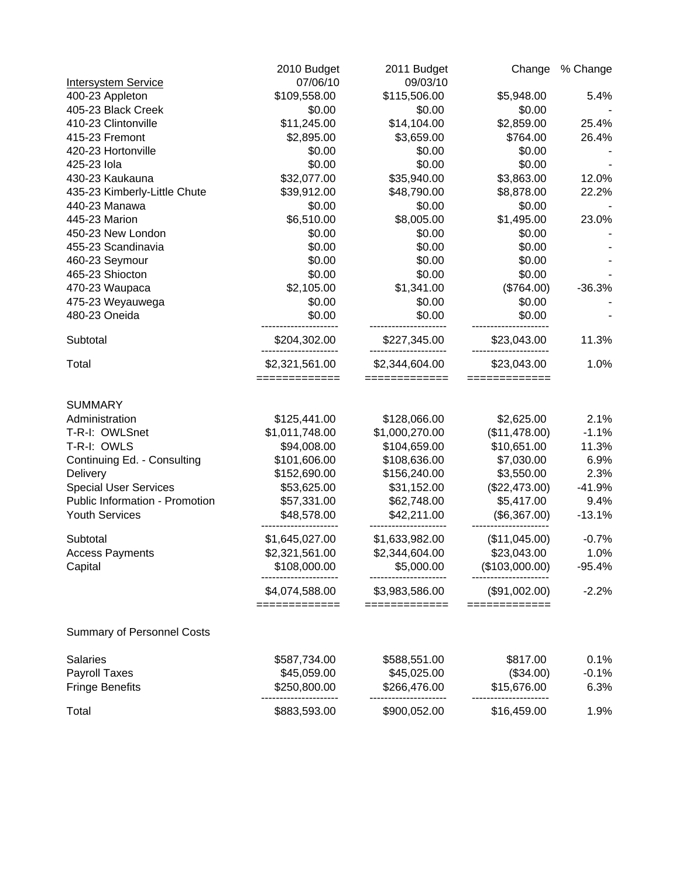| Intersystem Service | 2010 Budget 07/06/10 | 2011 Budget 09/03/10 | Change | % Change |
|---|---|---|---|---|
| 400-23 Appleton | $109,558.00 | $115,506.00 | $5,948.00 | 5.4% |
| 405-23 Black Creek | $0.00 | $0.00 | $0.00 | - |
| 410-23 Clintonville | $11,245.00 | $14,104.00 | $2,859.00 | 25.4% |
| 415-23 Fremont | $2,895.00 | $3,659.00 | $764.00 | 26.4% |
| 420-23 Hortonville | $0.00 | $0.00 | $0.00 | - |
| 425-23 Iola | $0.00 | $0.00 | $0.00 | - |
| 430-23 Kaukauna | $32,077.00 | $35,940.00 | $3,863.00 | 12.0% |
| 435-23 Kimberly-Little Chute | $39,912.00 | $48,790.00 | $8,878.00 | 22.2% |
| 440-23 Manawa | $0.00 | $0.00 | $0.00 | - |
| 445-23 Marion | $6,510.00 | $8,005.00 | $1,495.00 | 23.0% |
| 450-23 New London | $0.00 | $0.00 | $0.00 | - |
| 455-23 Scandinavia | $0.00 | $0.00 | $0.00 | - |
| 460-23 Seymour | $0.00 | $0.00 | $0.00 | - |
| 465-23 Shiocton | $0.00 | $0.00 | $0.00 | - |
| 470-23 Waupaca | $2,105.00 | $1,341.00 | ($764.00) | -36.3% |
| 475-23 Weyauwega | $0.00 | $0.00 | $0.00 | - |
| 480-23 Oneida | $0.00 | $0.00 | $0.00 | - |
| Subtotal | $204,302.00 | $227,345.00 | $23,043.00 | 11.3% |
| Total | $2,321,561.00 | $2,344,604.00 | $23,043.00 | 1.0% |

| SUMMARY | | | | |
|---|---|---|---|---|
| Administration | $125,441.00 | $128,066.00 | $2,625.00 | 2.1% |
| T-R-I: OWLSnet | $1,011,748.00 | $1,000,270.00 | ($11,478.00) | -1.1% |
| T-R-I: OWLS | $94,008.00 | $104,659.00 | $10,651.00 | 11.3% |
| Continuing Ed. - Consulting | $101,606.00 | $108,636.00 | $7,030.00 | 6.9% |
| Delivery | $152,690.00 | $156,240.00 | $3,550.00 | 2.3% |
| Special User Services | $53,625.00 | $31,152.00 | ($22,473.00) | -41.9% |
| Public Information - Promotion | $57,331.00 | $62,748.00 | $5,417.00 | 9.4% |
| Youth Services | $48,578.00 | $42,211.00 | ($6,367.00) | -13.1% |
| Subtotal | $1,645,027.00 | $1,633,982.00 | ($11,045.00) | -0.7% |
| Access Payments | $2,321,561.00 | $2,344,604.00 | $23,043.00 | 1.0% |
| Capital | $108,000.00 | $5,000.00 | ($103,000.00) | -95.4% |
| | $4,074,588.00 | $3,983,586.00 | ($91,002.00) | -2.2% |

| Summary of Personnel Costs | | | | |
|---|---|---|---|---|
| Salaries | $587,734.00 | $588,551.00 | $817.00 | 0.1% |
| Payroll Taxes | $45,059.00 | $45,025.00 | ($34.00) | -0.1% |
| Fringe Benefits | $250,800.00 | $266,476.00 | $15,676.00 | 6.3% |
| Total | $883,593.00 | $900,052.00 | $16,459.00 | 1.9% |